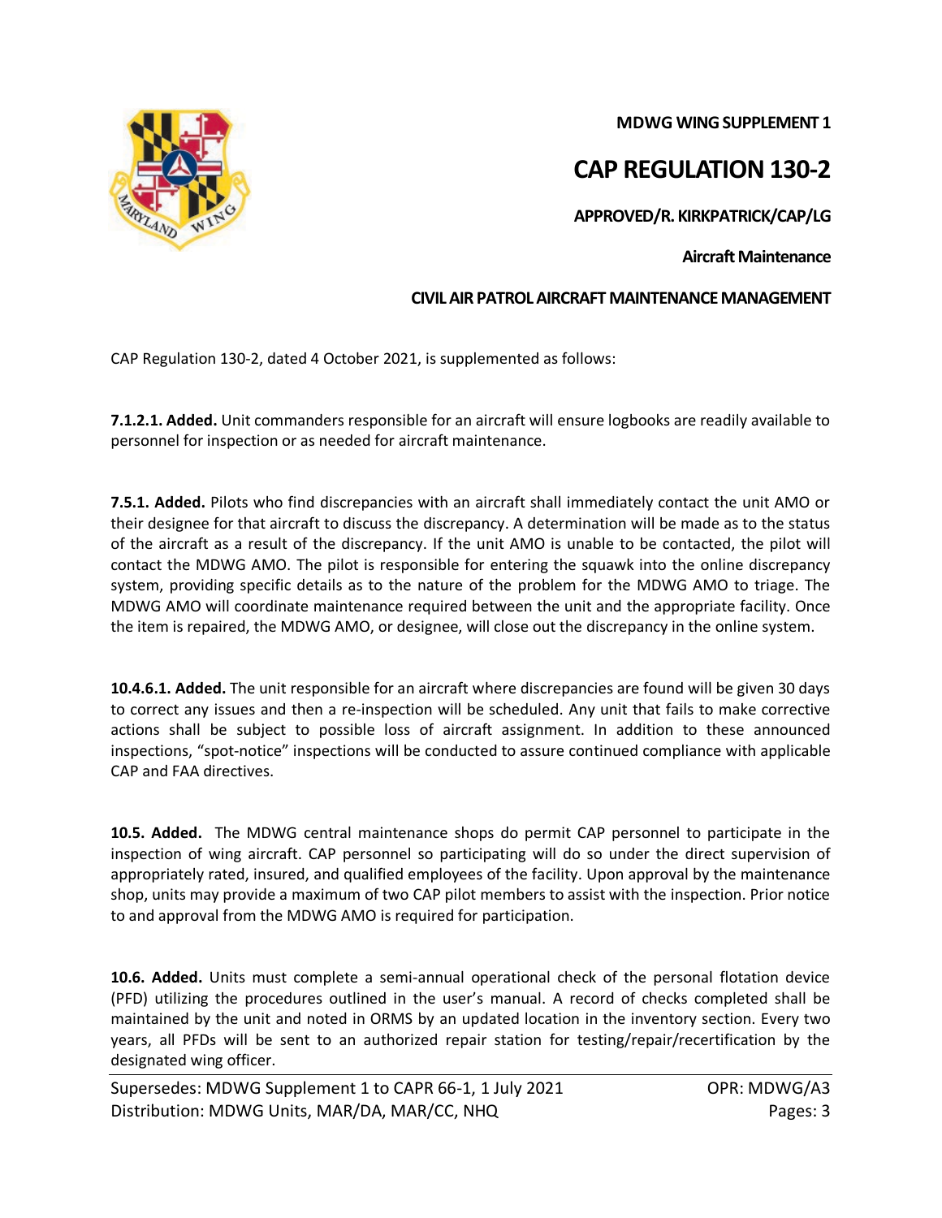**MDWG WING SUPPLEMENT 1**

# CAP REGULATION 130-2

**APPROVED/R. KIRKPATRICK/CAP/LG**

**Aircraft Maintenance**

**CIVIL AIR PATROL AIRCRAFT MAINTENANCE MANAGEMENT**

CAP Regulation 130-2, dated 4 October 2021, is supplemented as follows:

**7.1.2.1. Added.** Unit commanders responsible for an aircraft will ensure logbooks are readily available to personnel for inspection or as needed for aircraft maintenance.

**7.5.1. Added.** Pilots who find discrepancies with an aircraft shall immediately contact the unit AMO or their designee for that aircraft to discuss the discrepancy. A determination will be made as to the status of the aircraft as a result of the discrepancy. If the unit AMO is unable to be contacted, the pilot will contact the MDWG AMO. The pilot is responsible for entering the squawk into the online discrepancy system, providing specific details as to the nature of the problem for the MDWG AMO to triage. The MDWG AMO will coordinate maintenance required between the unit and the appropriate facility. Once the item is repaired, the MDWG AMO, or designee, will close out the discrepancy in the online system.

**10.4.6.1. Added.** The unit responsible for an aircraft where discrepancies are found will be given 30 days to correct any issues and then a re-inspection will be scheduled. Any unit that fails to make corrective actions shall be subject to possible loss of aircraft assignment. In addition to these announced inspections, "spot-notice" inspections will be conducted to assure continued compliance with applicable CAP and FAA directives.

**10.5. Added.** The MDWG central maintenance shops do permit CAP personnel to participate in the inspection of wing aircraft. CAP personnel so participating will do so under the direct supervision of appropriately rated, insured, and qualified employees of the facility. Upon approval by the maintenance shop, units may provide a maximum of two CAP pilot members to assist with the inspection. Prior notice to and approval from the MDWG AMO is required for participation.

**10.6. Added.** Units must complete a semi-annual operational check of the personal flotation device (PFD) utilizing the procedures outlined in the user's manual. A record of checks completed shall be maintained by the unit and noted in ORMS by an updated location in the inventory section. Every two years, all PFDs will be sent to an authorized repair station for testing/repair/recertification by the designated wing officer.

Supersedes: MDWG Supplement 1 to CAPR 66-1, 1 July 2021 | OPR: MDWG/A3

Distribution: MDWG Units, MAR/DA, MAR/CC, NHQ | Pages: 3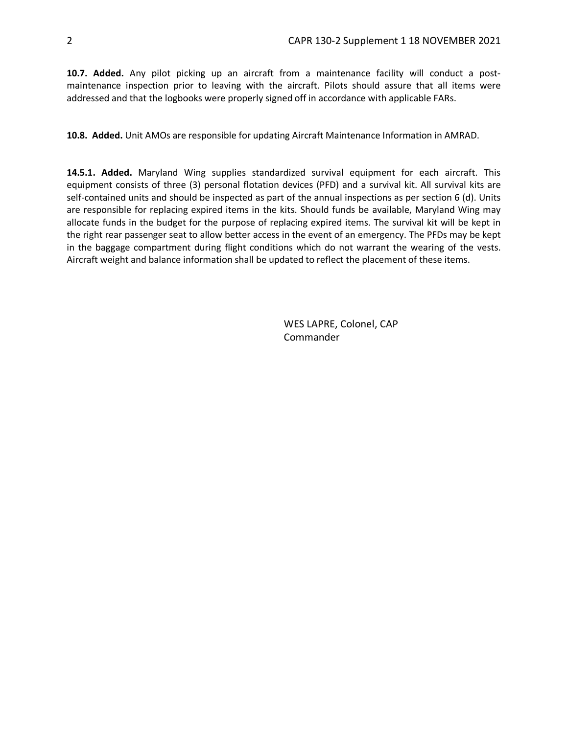**10.7. Added.** Any pilot picking up an aircraft from a maintenance facility will conduct a post-maintenance inspection prior to leaving with the aircraft. Pilots should assure that all items were addressed and that the logbooks were properly signed off in accordance with applicable FARs.

**10.8. Added.** Unit AMOs are responsible for updating Aircraft Maintenance Information in AMRAD.

**14.5.1. Added.** Maryland Wing supplies standardized survival equipment for each aircraft. This equipment consists of three (3) personal flotation devices (PFD) and a survival kit. All survival kits are self-contained units and should be inspected as part of the annual inspections as per section 6 (d). Units are responsible for replacing expired items in the kits. Should funds be available, Maryland Wing may allocate funds in the budget for the purpose of replacing expired items. The survival kit will be kept in the right rear passenger seat to allow better access in the event of an emergency. The PFDs may be kept in the baggage compartment during flight conditions which do not warrant the wearing of the vests. Aircraft weight and balance information shall be updated to reflect the placement of these items.

WES LAPRE, Colonel, CAP
Commander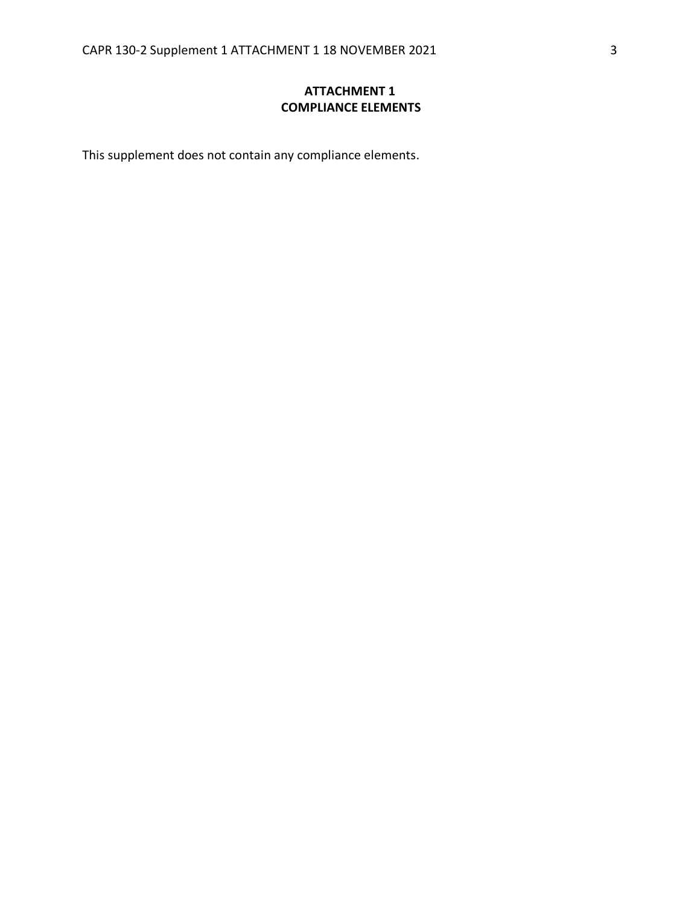# ATTACHMENT 1
# COMPLIANCE ELEMENTS

This supplement does not contain any compliance elements.